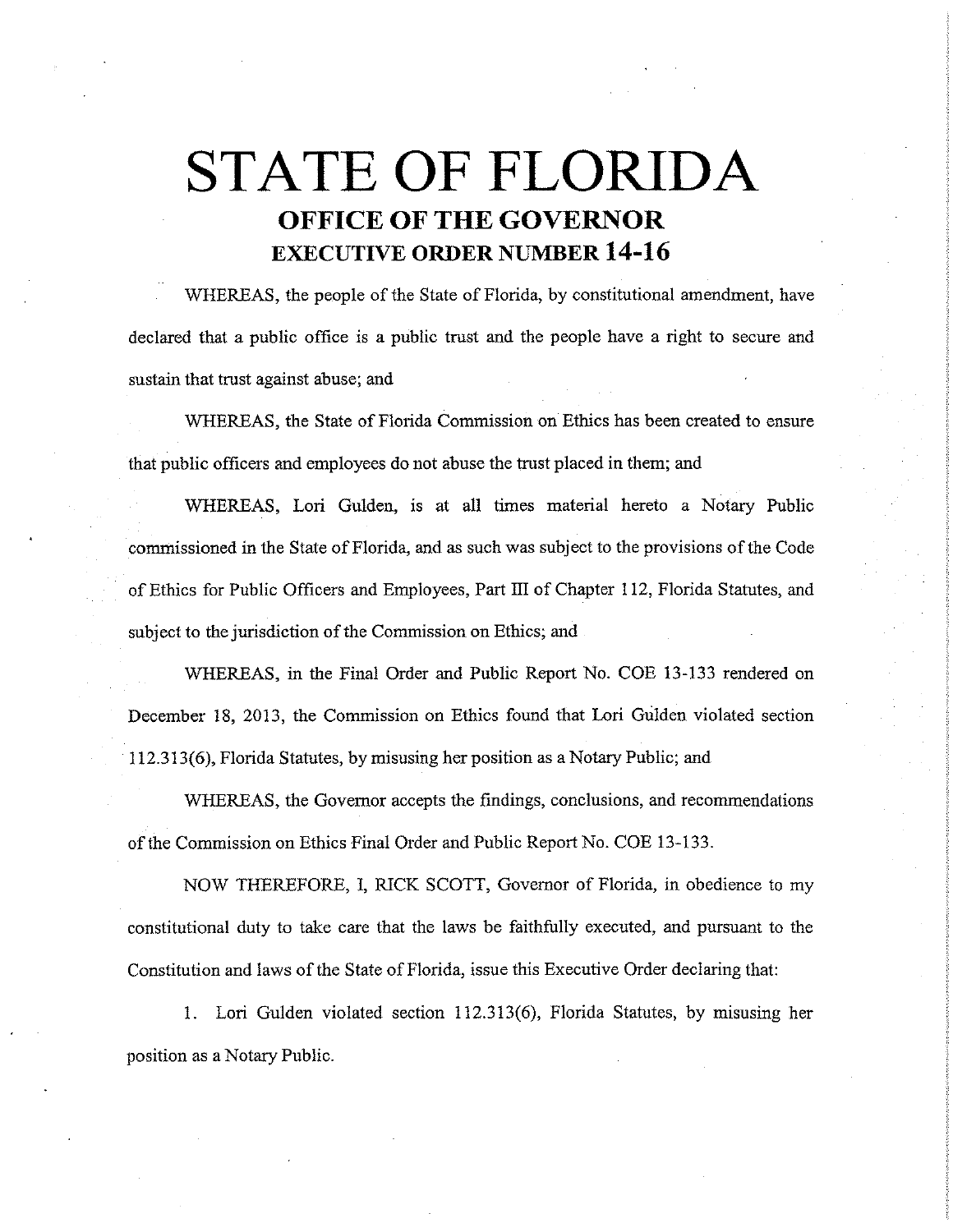# STATE OF FLORIDA
## OFFICE OF THE GOVERNOR
## EXECUTIVE ORDER NUMBER 14-16

WHEREAS, the people of the State of Florida, by constitutional amendment, have declared that a public office is a public trust and the people have a right to secure and sustain that trust against abuse; and

WHEREAS, the State of Florida Commission on Ethics has been created to ensure that public officers and employees do not abuse the trust placed in them; and

WHEREAS, Lori Gulden, is at all times material hereto a Notary Public commissioned in the State of Florida, and as such was subject to the provisions of the Code of Ethics for Public Officers and Employees, Part III of Chapter 112, Florida Statutes, and subject to the jurisdiction of the Commission on Ethics; and

WHEREAS, in the Final Order and Public Report No. COE 13-133 rendered on December 18, 2013, the Commission on Ethics found that Lori Gulden violated section 112.313(6), Florida Statutes, by misusing her position as a Notary Public; and

WHEREAS, the Governor accepts the findings, conclusions, and recommendations of the Commission on Ethics Final Order and Public Report No. COE 13-133.

NOW THEREFORE, I, RICK SCOTT, Governor of Florida, in obedience to my constitutional duty to take care that the laws be faithfully executed, and pursuant to the Constitution and laws of the State of Florida, issue this Executive Order declaring that:

1. Lori Gulden violated section 112.313(6), Florida Statutes, by misusing her position as a Notary Public.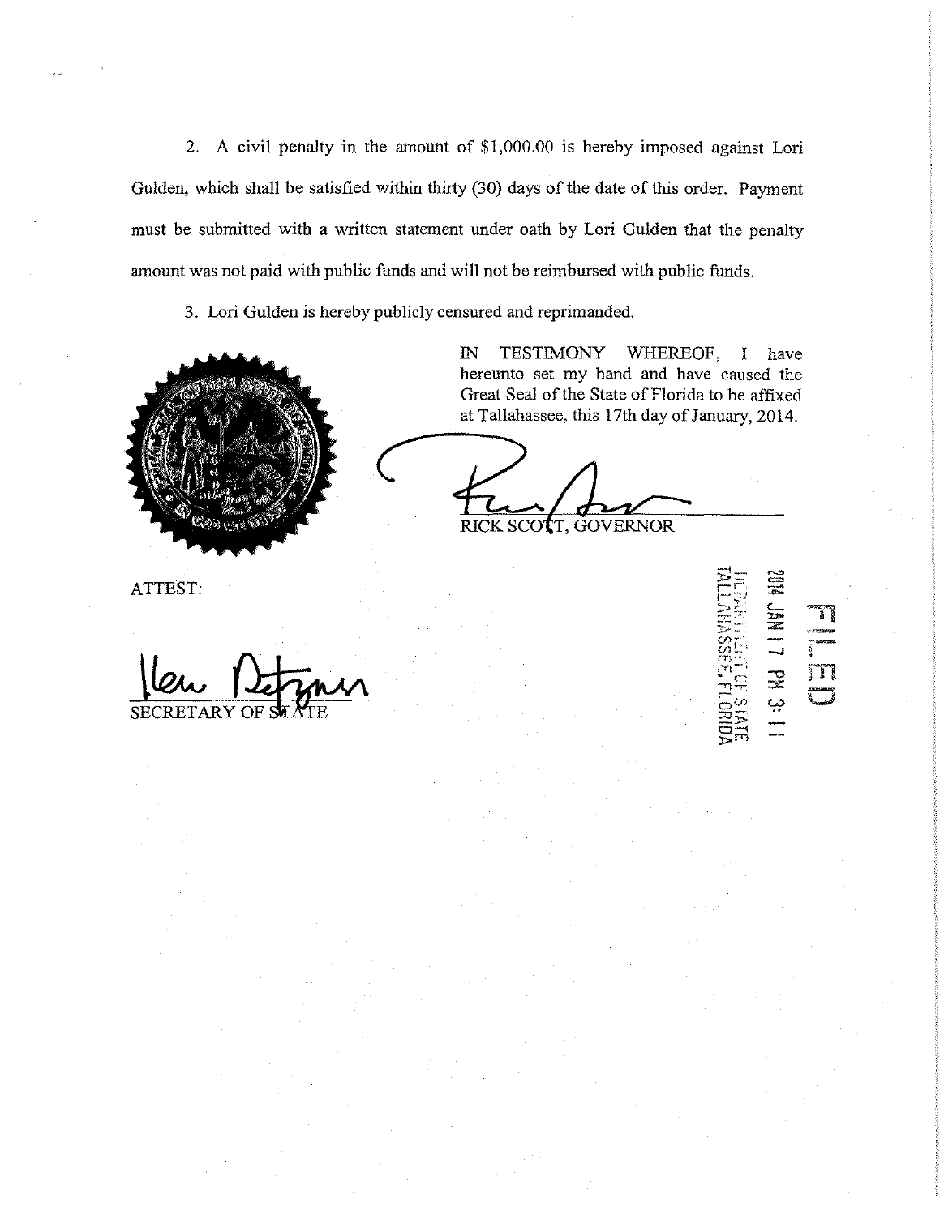2. A civil penalty in the amount of $1,000.00 is hereby imposed against Lori Gulden, which shall be satisfied within thirty (30) days of the date of this order. Payment must be submitted with a written statement under oath by Lori Gulden that the penalty amount was not paid with public funds and will not be reimbursed with public funds.

3. Lori Gulden is hereby publicly censured and reprimanded.

IN TESTIMONY WHEREOF, I have hereunto set my hand and have caused the Great Seal of the State of Florida to be affixed at Tallahassee, this 17th day of January, 2014.

RICK SCOTT, GOVERNOR

ATTEST:

SECRETARY OF STATE

FILED

2014 JAN 17 PM 3:11

DEPARTMENT OF STATE
TALLAHASSEE, FLORIDA